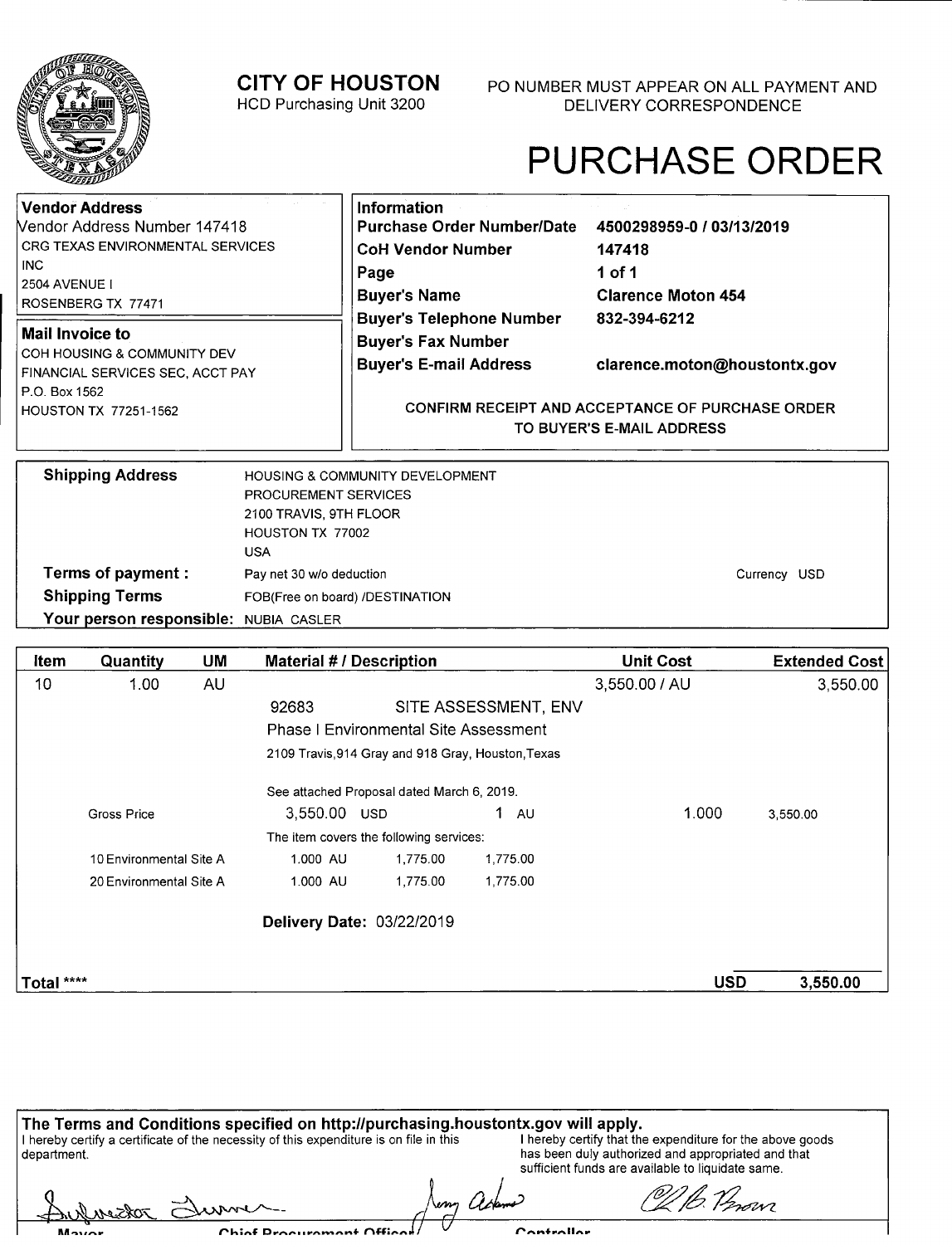# CITY OF HOUSTON

HCD Purchasing Unit 3200

PO NUMBER MUST APPEAR ON ALL PAYMENT AND DELIVERY CORRESPONDENCE

# PURCHASE ORDER

**Vendor Address**
Vendor Address Number 147418
CRG TEXAS ENVIRONMENTAL SERVICES INC
2504 AVENUE I
ROSENBERG TX 77471

**Mail Invoice to**
COH HOUSING & COMMUNITY DEV
FINANCIAL SERVICES SEC, ACCT PAY
P.O. Box 1562
HOUSTON TX 77251-1562

**Information**

| | |
|---|---|
| **Purchase Order Number/Date** | **4500298959-0 / 03/13/2019** |
| **CoH Vendor Number** | **147418** |
| **Page** | **1 of 1** |
| **Buyer's Name** | **Clarence Moton 454** |
| **Buyer's Telephone Number** | **832-394-6212** |
| **Buyer's Fax Number** | |
| **Buyer's E-mail Address** | **clarence.moton@houstontx.gov** |

CONFIRM RECEIPT AND ACCEPTANCE OF PURCHASE ORDER TO BUYER'S E-MAIL ADDRESS

**Shipping Address**
HOUSING & COMMUNITY DEVELOPMENT
PROCUREMENT SERVICES
2100 TRAVIS, 9TH FLOOR
HOUSTON TX 77002
USA

**Terms of payment :** Pay net 30 w/o deduction — Currency USD

**Shipping Terms** FOB(Free on board) /DESTINATION

**Your person responsible:** NUBIA CASLER

| Item | Quantity | UM | Material # / Description | Unit Cost | Extended Cost |
|---|---|---|---|---|---|
| 10 | 1.00 | AU | | 3,550.00 / AU | 3,550.00 |
| | | | 92683 SITE ASSESSMENT, ENV | | |
| | | | Phase I Environmental Site Assessment | | |
| | | | 2109 Travis,914 Gray and 918 Gray, Houston,Texas | | |
| | | | See attached Proposal dated March 6, 2019. | | |
| | Gross Price | | 3,550.00 USD 1 AU | 1.000 | 3,550.00 |
| | | | The item covers the following services: | | |
| | 10 Environmental Site A | | 1.000 AU 1,775.00 1,775.00 | | |
| | 20 Environmental Site A | | 1.000 AU 1,775.00 1,775.00 | | |
| | | | **Delivery Date:** 03/22/2019 | | |
| **Total \*\*\*\*** | | | | **USD** | **3,550.00** |

**The Terms and Conditions specified on http://purchasing.houstontx.gov will apply.**

I hereby certify a certificate of the necessity of this expenditure is on file in this department.

I hereby certify that the expenditure for the above goods has been duly authorized and appropriated and that sufficient funds are available to liquidate same.

Mayor — Chief Procurement Officer — Controller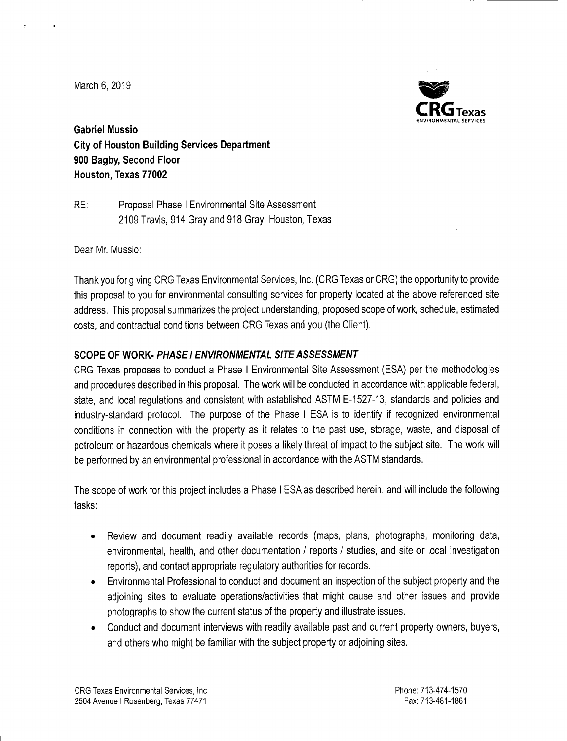March 6, 2019

**Gabriel Mussio**
**City of Houston Building Services Department**
**900 Bagby, Second Floor**
**Houston, Texas 77002**

RE: Proposal Phase I Environmental Site Assessment
2109 Travis, 914 Gray and 918 Gray, Houston, Texas

Dear Mr. Mussio:

Thank you for giving CRG Texas Environmental Services, Inc. (CRG Texas or CRG) the opportunity to provide this proposal to you for environmental consulting services for property located at the above referenced site address. This proposal summarizes the project understanding, proposed scope of work, schedule, estimated costs, and contractual conditions between CRG Texas and you (the Client).

## SCOPE OF WORK- *PHASE I ENVIRONMENTAL SITE ASSESSMENT*

CRG Texas proposes to conduct a Phase I Environmental Site Assessment (ESA) per the methodologies and procedures described in this proposal. The work will be conducted in accordance with applicable federal, state, and local regulations and consistent with established ASTM E-1527-13, standards and policies and industry-standard protocol. The purpose of the Phase I ESA is to identify if recognized environmental conditions in connection with the property as it relates to the past use, storage, waste, and disposal of petroleum or hazardous chemicals where it poses a likely threat of impact to the subject site. The work will be performed by an environmental professional in accordance with the ASTM standards.

The scope of work for this project includes a Phase I ESA as described herein, and will include the following tasks:

- Review and document readily available records (maps, plans, photographs, monitoring data, environmental, health, and other documentation / reports / studies, and site or local investigation reports), and contact appropriate regulatory authorities for records.
- Environmental Professional to conduct and document an inspection of the subject property and the adjoining sites to evaluate operations/activities that might cause and other issues and provide photographs to show the current status of the property and illustrate issues.
- Conduct and document interviews with readily available past and current property owners, buyers, and others who might be familiar with the subject property or adjoining sites.

CRG Texas Environmental Services, Inc.
2504 Avenue I Rosenberg, Texas 77471

Phone: 713-474-1570
Fax: 713-481-1861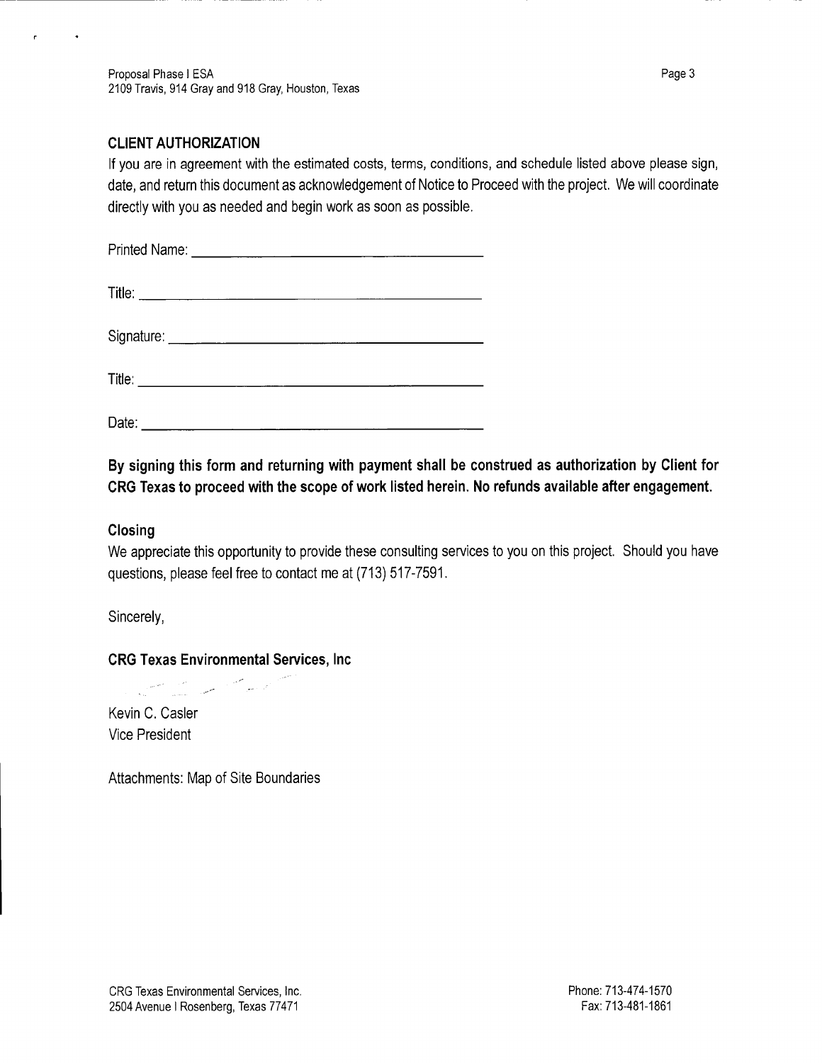## CLIENT AUTHORIZATION

If you are in agreement with the estimated costs, terms, conditions, and schedule listed above please sign, date, and return this document as acknowledgement of Notice to Proceed with the project. We will coordinate directly with you as needed and begin work as soon as possible.

Printed Name: ______________________________________

Title: ______________________________________

Signature: ______________________________________

Title: ______________________________________

Date: ______________________________________

**By signing this form and returning with payment shall be construed as authorization by Client for CRG Texas to proceed with the scope of work listed herein. No refunds available after engagement.**

### Closing

We appreciate this opportunity to provide these consulting services to you on this project. Should you have questions, please feel free to contact me at (713) 517-7591.

Sincerely,

**CRG Texas Environmental Services, Inc**

Kevin C. Casler
Vice President

Attachments: Map of Site Boundaries

CRG Texas Environmental Services, Inc.
2504 Avenue I Rosenberg, Texas 77471

Phone: 713-474-1570
Fax: 713-481-1861